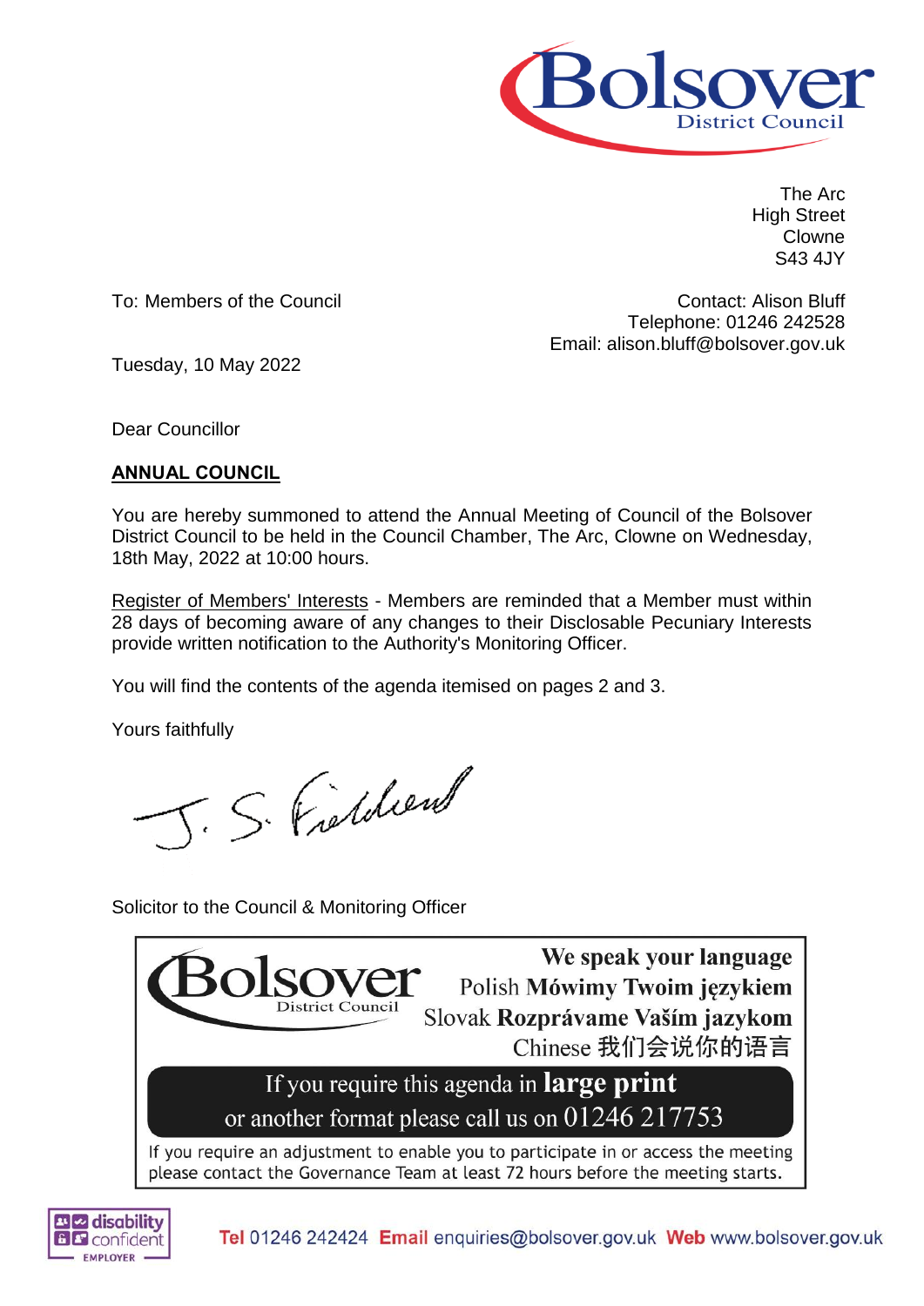Bolsover District Council

The Arc
High Street
Clowne
S43 4JY

To: Members of the Council

Contact: Alison Bluff
Telephone: 01246 242528
Email: alison.bluff@bolsover.gov.uk

Tuesday, 10 May 2022

Dear Councillor

**ANNUAL COUNCIL**

You are hereby summoned to attend the Annual Meeting of Council of the Bolsover District Council to be held in the Council Chamber, The Arc, Clowne on Wednesday, 18th May, 2022 at 10:00 hours.

Register of Members' Interests - Members are reminded that a Member must within 28 days of becoming aware of any changes to their Disclosable Pecuniary Interests provide written notification to the Authority's Monitoring Officer.

You will find the contents of the agenda itemised on pages 2 and 3.

Yours faithfully

J. S. Fieldsend

Solicitor to the Council & Monitoring Officer

Bolsover District Council

**We speak your language**
Polish **Mówimy Twoim językiem**
Slovak **Rozprávame Vaším jazykom**
Chinese **我们会说你的语言**

If you require this agenda in **large print** or another format please call us on 01246 217753

If you require an adjustment to enable you to participate in or access the meeting please contact the Governance Team at least 72 hours before the meeting starts.

disability confident EMPLOYER

**Tel** 01246 242424 **Email** enquiries@bolsover.gov.uk **Web** www.bolsover.gov.uk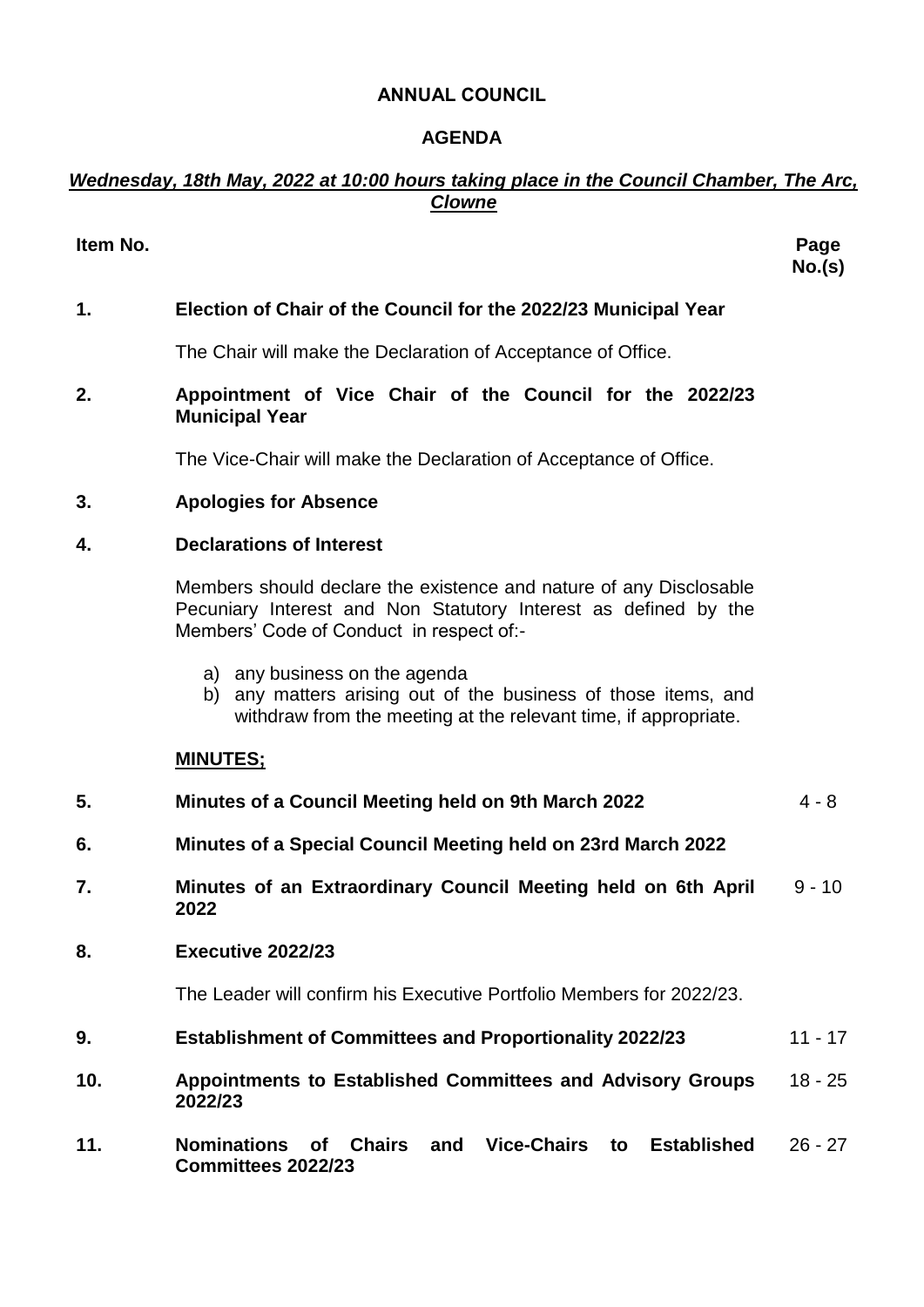**ANNUAL COUNCIL**

**AGENDA**

***Wednesday, 18th May, 2022 at 10:00 hours taking place in the Council Chamber, The Arc, Clowne***

| Item No. | | Page No.(s) |
|---|---|---|
| **1.** | **Election of Chair of the Council for the 2022/23 Municipal Year** | |
| | The Chair will make the Declaration of Acceptance of Office. | |
| **2.** | **Appointment of Vice Chair of the Council for the 2022/23 Municipal Year** | |
| | The Vice-Chair will make the Declaration of Acceptance of Office. | |
| **3.** | **Apologies for Absence** | |
| **4.** | **Declarations of Interest** | |
| | Members should declare the existence and nature of any Disclosable Pecuniary Interest and Non Statutory Interest as defined by the Members' Code of Conduct in respect of:-<br><br>a) any business on the agenda<br>b) any matters arising out of the business of those items, and withdraw from the meeting at the relevant time, if appropriate. | |
| | **MINUTES;** | |
| **5.** | **Minutes of a Council Meeting held on 9th March 2022** | 4 - 8 |
| **6.** | **Minutes of a Special Council Meeting held on 23rd March 2022** | |
| **7.** | **Minutes of an Extraordinary Council Meeting held on 6th April 2022** | 9 - 10 |
| **8.** | **Executive 2022/23** | |
| | The Leader will confirm his Executive Portfolio Members for 2022/23. | |
| **9.** | **Establishment of Committees and Proportionality 2022/23** | 11 - 17 |
| **10.** | **Appointments to Established Committees and Advisory Groups 2022/23** | 18 - 25 |
| **11.** | **Nominations of Chairs and Vice-Chairs to Established Committees 2022/23** | 26 - 27 |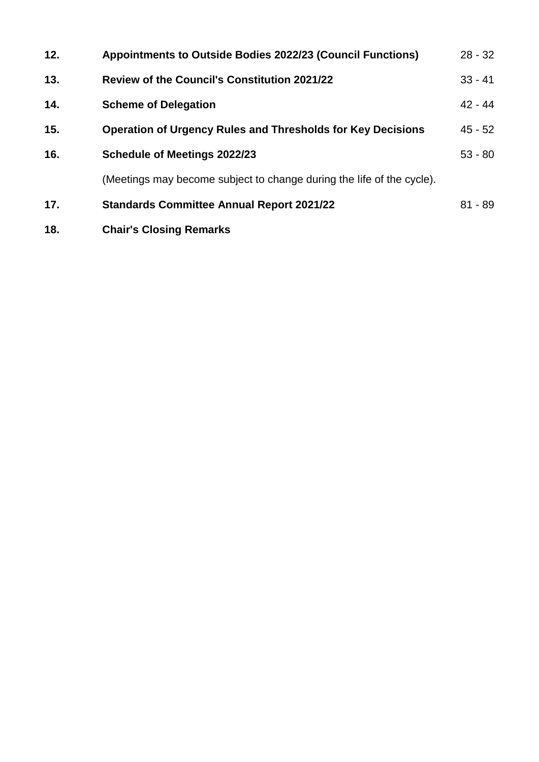| | | |
|---|---|---|
| **12.** | **Appointments to Outside Bodies 2022/23 (Council Functions)** | 28 - 32 |
| **13.** | **Review of the Council's Constitution 2021/22** | 33 - 41 |
| **14.** | **Scheme of Delegation** | 42 - 44 |
| **15.** | **Operation of Urgency Rules and Thresholds for Key Decisions** | 45 - 52 |
| **16.** | **Schedule of Meetings 2022/23** | 53 - 80 |
| | (Meetings may become subject to change during the life of the cycle). | |
| **17.** | **Standards Committee Annual Report 2021/22** | 81 - 89 |
| **18.** | **Chair's Closing Remarks** | |